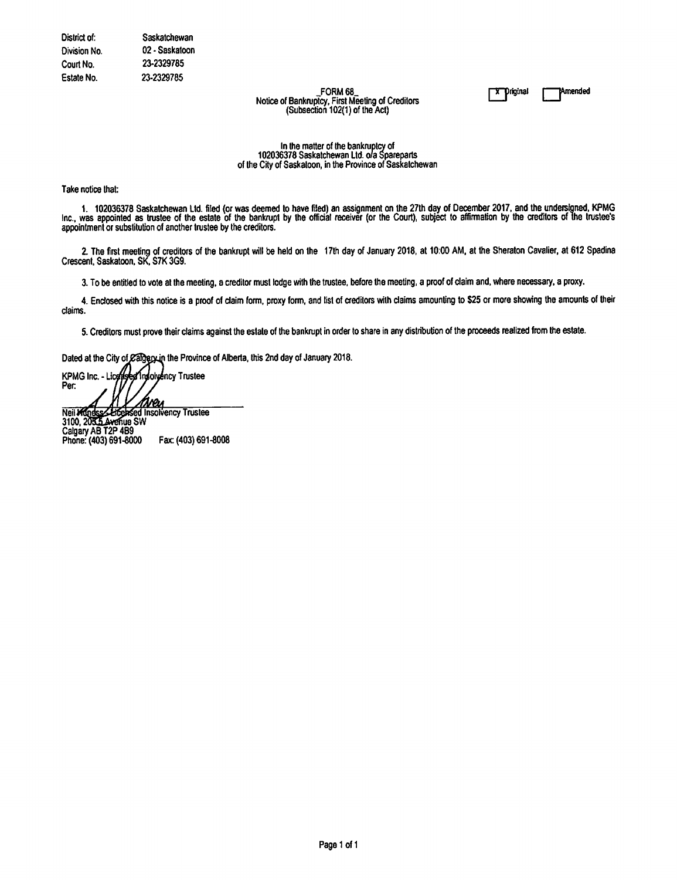| | |
|---|---|
| District of: | Saskatchewan |
| Division No. | 02 - Saskatoon |
| Court No. | 23-2329785 |
| Estate No. | 23-2329785 |

_FORM 68_
Notice of Bankruptcy, First Meeting of Creditors
(Subsection 102(1) of the Act)

[X] Original [ ] Amended

In the matter of the bankruptcy of
102036378 Saskatchewan Ltd. o/a Spareparts
of the City of Saskatoon, in the Province of Saskatchewan

Take notice that:

1. 102036378 Saskatchewan Ltd. filed (or was deemed to have filed) an assignment on the 27th day of December 2017, and the undersigned, KPMG Inc., was appointed as trustee of the estate of the bankrupt by the official receiver (or the Court), subject to affirmation by the creditors of the trustee's appointment or substitution of another trustee by the creditors.

2. The first meeting of creditors of the bankrupt will be held on the 17th day of January 2018, at 10:00 AM, at the Sheraton Cavalier, at 612 Spadina Crescent, Saskatoon, SK, S7K 3G9.

3. To be entitled to vote at the meeting, a creditor must lodge with the trustee, before the meeting, a proof of claim and, where necessary, a proxy.

4. Enclosed with this notice is a proof of claim form, proxy form, and list of creditors with claims amounting to $25 or more showing the amounts of their claims.

5. Creditors must prove their claims against the estate of the bankrupt in order to share in any distribution of the proceeds realized from the estate.

Dated at the City of Calgary in the Province of Alberta, this 2nd day of January 2018.

KPMG Inc. - Licensed Insolvency Trustee
Per:

Neil Honess - Licensed Insolvency Trustee
3100, 205 5 Avenue SW
Calgary AB T2P 4B9
Phone: (403) 691-8000 Fax: (403) 691-8008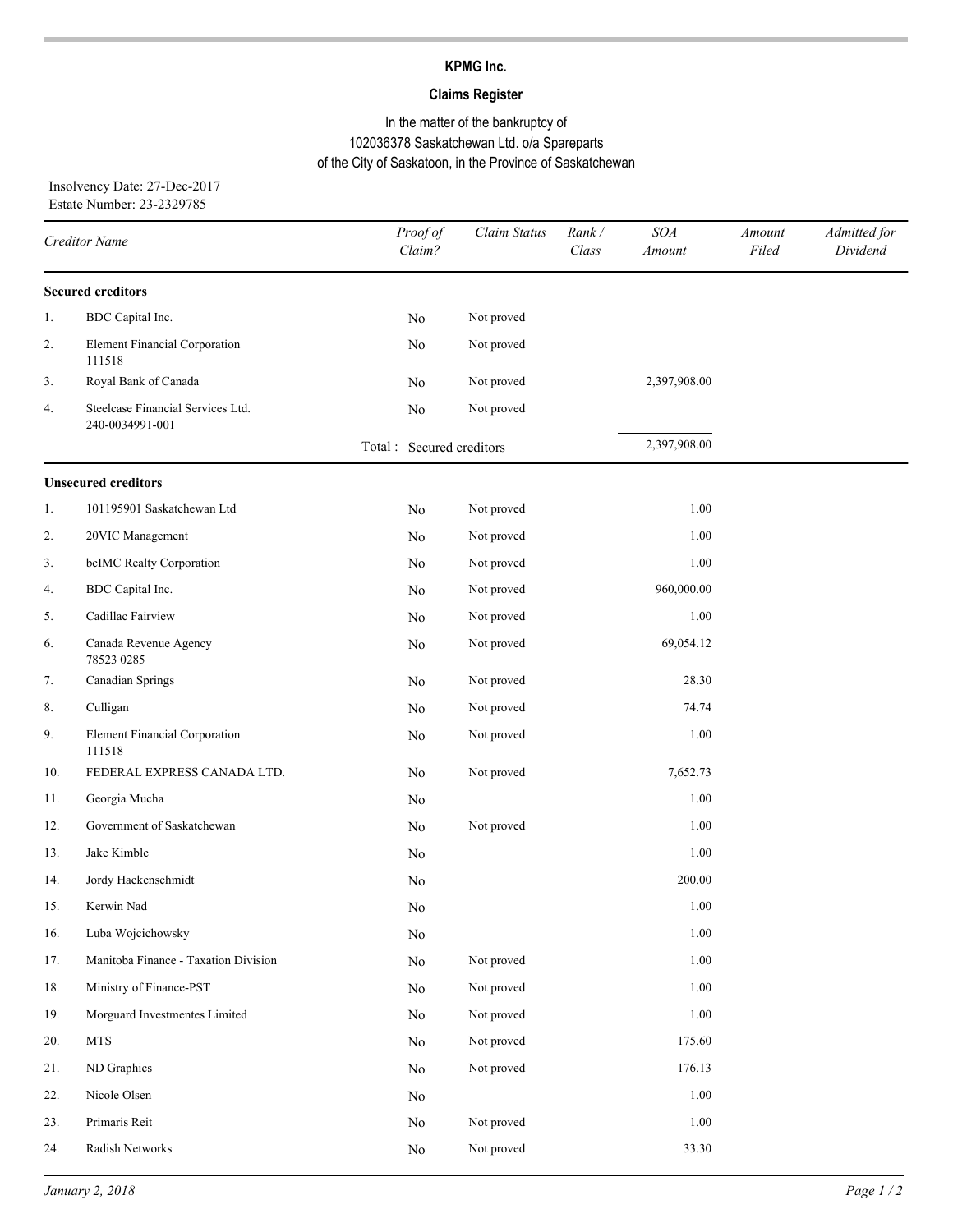**KPMG Inc.**

**Claims Register**

In the matter of the bankruptcy of
102036378 Saskatchewan Ltd. o/a Spareparts
of the City of Saskatoon, in the Province of Saskatchewan

Insolvency Date: 27-Dec-2017
Estate Number: 23-2329785

| | Creditor Name | Proof of Claim? | Claim Status | Rank / Class | SOA Amount | Amount Filed | Admitted for Dividend |
|---|---|---|---|---|---|---|---|
| | **Secured creditors** | | | | | | |
| 1. | BDC Capital Inc. | No | Not proved | | | | |
| 2. | Element Financial Corporation 111518 | No | Not proved | | | | |
| 3. | Royal Bank of Canada | No | Not proved | | 2,397,908.00 | | |
| 4. | Steelcase Financial Services Ltd. 240-0034991-001 | No | Not proved | | | | |
| | | Total : | Secured creditors | | 2,397,908.00 | | |
| | **Unsecured creditors** | | | | | | |
| 1. | 101195901 Saskatchewan Ltd | No | Not proved | | 1.00 | | |
| 2. | 20VIC Management | No | Not proved | | 1.00 | | |
| 3. | bcIMC Realty Corporation | No | Not proved | | 1.00 | | |
| 4. | BDC Capital Inc. | No | Not proved | | 960,000.00 | | |
| 5. | Cadillac Fairview | No | Not proved | | 1.00 | | |
| 6. | Canada Revenue Agency 78523 0285 | No | Not proved | | 69,054.12 | | |
| 7. | Canadian Springs | No | Not proved | | 28.30 | | |
| 8. | Culligan | No | Not proved | | 74.74 | | |
| 9. | Element Financial Corporation 111518 | No | Not proved | | 1.00 | | |
| 10. | FEDERAL EXPRESS CANADA LTD. | No | Not proved | | 7,652.73 | | |
| 11. | Georgia Mucha | No | | | 1.00 | | |
| 12. | Government of Saskatchewan | No | Not proved | | 1.00 | | |
| 13. | Jake Kimble | No | | | 1.00 | | |
| 14. | Jordy Hackenschmidt | No | | | 200.00 | | |
| 15. | Kerwin Nad | No | | | 1.00 | | |
| 16. | Luba Wojcichowsky | No | | | 1.00 | | |
| 17. | Manitoba Finance - Taxation Division | No | Not proved | | 1.00 | | |
| 18. | Ministry of Finance-PST | No | Not proved | | 1.00 | | |
| 19. | Morguard Investmentes Limited | No | Not proved | | 1.00 | | |
| 20. | MTS | No | Not proved | | 175.60 | | |
| 21. | ND Graphics | No | Not proved | | 176.13 | | |
| 22. | Nicole Olsen | No | | | 1.00 | | |
| 23. | Primaris Reit | No | Not proved | | 1.00 | | |
| 24. | Radish Networks | No | Not proved | | 33.30 | | |

*January 2, 2018*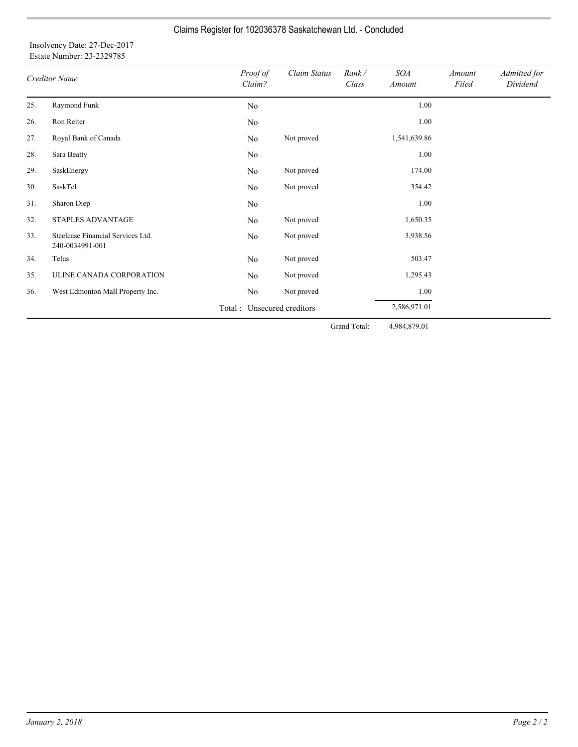# Claims Register for 102036378 Saskatchewan Ltd. - Concluded

Insolvency Date: 27-Dec-2017
Estate Number: 23-2329785

| | Creditor Name | Proof of Claim? | Claim Status | Rank / Class | SOA Amount | Amount Filed | Admitted for Dividend |
|---|---|---|---|---|---|---|---|
| 25. | Raymond Funk | No | | | 1.00 | | |
| 26. | Ron Reiter | No | | | 1.00 | | |
| 27. | Royal Bank of Canada | No | Not proved | | 1,541,639.86 | | |
| 28. | Sara Beatty | No | | | 1.00 | | |
| 29. | SaskEnergy | No | Not proved | | 174.00 | | |
| 30. | SaskTel | No | Not proved | | 354.42 | | |
| 31. | Sharon Diep | No | | | 1.00 | | |
| 32. | STAPLES ADVANTAGE | No | Not proved | | 1,650.35 | | |
| 33. | Steelcase Financial Services Ltd. 240-0034991-001 | No | Not proved | | 3,938.56 | | |
| 34. | Telus | No | Not proved | | 503.47 | | |
| 35. | ULINE CANADA CORPORATION | No | Not proved | | 1,295.43 | | |
| 36. | West Edmonton Mall Property Inc. | No | Not proved | | 1.00 | | |
| | | Total : | Unsecured creditors | | 2,586,971.01 | | |
| | | | | Grand Total: | 4,984,879.01 | | |

*January 2, 2018*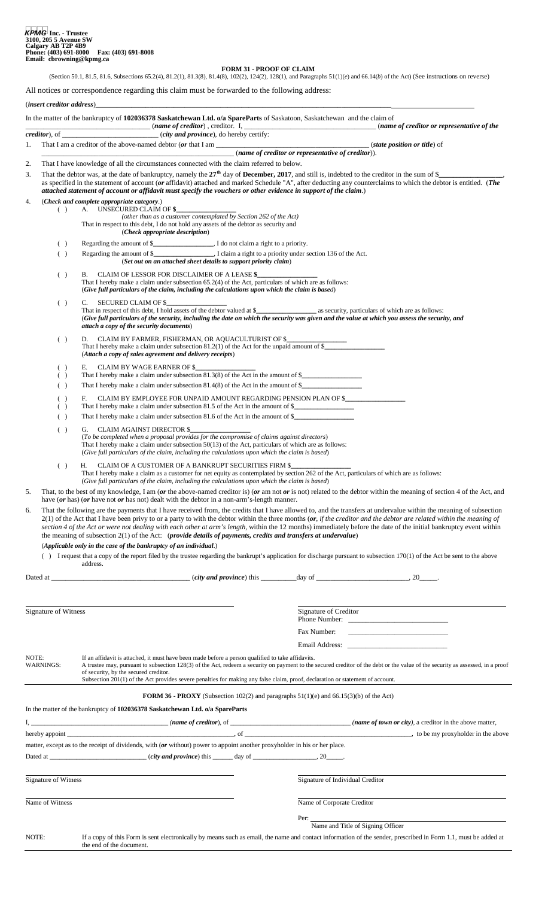**KPMG Inc. - Trustee**
**3100, 205 5 Avenue SW**
**Calgary AB T2P 4B9**
**Phone: (403) 691-8000 Fax: (403) 691-8008**
**Email: cbrowning@kpmg.ca**

## FORM 31 - PROOF OF CLAIM

(Section 50.1, 81.5, 81.6, Subsections 65.2(4), 81.2(1), 81.3(8), 81.4(8), 102(2), 124(2), 128(1), and Paragraphs 51(1)(*e*) and 66.14(*b*) of the Act) (See instructions on reverse)

All notices or correspondence regarding this claim must be forwarded to the following address:

(*insert creditor address*)___________________________________________________________________________

In the matter of the bankruptcy of **102036378 Saskatchewan Ltd. o/a SpareParts** of Saskatoon, Saskatchewan and the claim of ______________________________ (***name of creditor***) , creditor. I, ______________________________ (***name of creditor or representative of the creditor***), of ______________________________ (***city and province***), do hereby certify:

1. That I am a creditor of the above-named debtor (***or*** that I am ______________________________ (***state position or title***) of ______________________________ (***name of creditor or representative of creditor***)).

2. That I have knowledge of all the circumstances connected with the claim referred to below.

3. That the debtor was, at the date of bankruptcy, namely the **27th** day of **December, 2017**, and still is, indebted to the creditor in the sum of $__________, as specified in the statement of account (***or*** affidavit) attached and marked Schedule "A", after deducting any counterclaims to which the debtor is entitled. (***The attached statement of account or affidavit must specify the vouchers or other evidence in support of the claim.***)

4. (***Check and complete appropriate category.***)

( ) A. UNSECURED CLAIM OF **$__________**
*(other than as a customer contemplated by Section 262 of the Act)*
That in respect to this debt, I do not hold any assets of the debtor as security and
(***Check appropriate description***)

( ) Regarding the amount of $__________, I do not claim a right to a priority.

( ) Regarding the amount of $__________, I claim a right to a priority under section 136 of the Act.
(***Set out on an attached sheet details to support priority claim***)

( ) B. CLAIM OF LESSOR FOR DISCLAIMER OF A LEASE $__________
That I hereby make a claim under subsection 65.2(4) of the Act, particulars of which are as follows:
(***Give full particulars of the claim, including the calculations upon which the claim is based***)

( ) C. SECURED CLAIM OF $__________
That in respect of this debt, I hold assets of the debtor valued at $__________ as security, particulars of which are as follows:
(***Give full particulars of the security, including the date on which the security was given and the value at which you assess the security, and attach a copy of the security documents***)

( ) D. CLAIM BY FARMER, FISHERMAN, OR AQUACULTURIST OF $__________
That I hereby make a claim under subsection 81.2(1) of the Act for the unpaid amount of $__________
(***Attach a copy of sales agreement and delivery receipts***)

( ) E. CLAIM BY WAGE EARNER OF $__________
( ) That I hereby make a claim under subsection 81.3(8) of the Act in the amount of $__________
( ) That I hereby make a claim under subsection 81.4(8) of the Act in the amount of $__________

( ) F. CLAIM BY EMPLOYEE FOR UNPAID AMOUNT REGARDING PENSION PLAN OF $__________
( ) That I hereby make a claim under subsection 81.5 of the Act in the amount of $__________
( ) That I hereby make a claim under subsection 81.6 of the Act in the amount of $__________

( ) G. CLAIM AGAINST DIRECTOR $__________
(*To be completed when a proposal provides for the compromise of claims against directors*)
That I hereby make a claim under subsection 50(13) of the Act, particulars of which are as follows:
(*Give full particulars of the claim, including the calculations upon which the claim is based*)

( ) H. CLAIM OF A CUSTOMER OF A BANKRUPT SECURITIES FIRM $__________
That I hereby make a claim as a customer for net equity as contemplated by section 262 of the Act, particulars of which are as follows:
(*Give full particulars of the claim, including the calculations upon which the claim is based*)

5. That, to the best of my knowledge, I am (***or*** the above-named creditor is) (***or*** am not ***or*** is not) related to the debtor within the meaning of section 4 of the Act, and have (***or*** has) (***or*** have not ***or*** has not) dealt with the debtor in a non-arm's-length manner.

6. That the following are the payments that I have received from, the credits that I have allowed to, and the transfers at undervalue within the meaning of subsection 2(1) of the Act that I have been privy to or a party to with the debtor within the three months (***or***, *if the creditor and the debtor are related within the meaning of section 4 of the Act or were not dealing with each other at arm's length*, within the 12 months) immediately before the date of the initial bankruptcy event within the meaning of subsection 2(1) of the Act: (***provide details of payments, credits and transfers at undervalue***)

(***Applicable only in the case of the bankruptcy of an individual.***)

( ) I request that a copy of the report filed by the trustee regarding the bankrupt's application for discharge pursuant to subsection 170(1) of the Act be sent to the above address.

Dated at ______________________________ (***city and province***) this ________day of ____________________, 20_____.

| | |
|---|---|
| Signature of Witness | Signature of Creditor |
| | Phone Number: |
| | Fax Number: |
| | Email Address: |

NOTE: If an affidavit is attached, it must have been made before a person qualified to take affidavits.

WARNINGS: A trustee may, pursuant to subsection 128(3) of the Act, redeem a security on payment to the secured creditor of the debt or the value of the security as assessed, in a proof of security, by the secured creditor.
Subsection 201(1) of the Act provides severe penalties for making any false claim, proof, declaration or statement of account.

## FORM 36 - PROXY (Subsection 102(2) and paragraphs 51(1)(e) and 66.15(3)(b) of the Act)

In the matter of the bankruptcy of **102036378 Saskatchewan Ltd. o/a SpareParts**

I, ______________________________ (*name of creditor*), of ______________________________ (*name of town or city*), a creditor in the above matter, hereby appoint ______________________________, of ______________________________, to be my proxyholder in the above matter, except as to the receipt of dividends, with (***or*** without) power to appoint another proxyholder in his or her place.

Dated at ____________________ (***city and province***) this ______ day of ______________, 20_____.

| | |
|---|---|
| Signature of Witness | Signature of Individual Creditor |
| Name of Witness | Name of Corporate Creditor |
| | Per: |
| | Name and Title of Signing Officer |

NOTE: If a copy of this Form is sent electronically by means such as email, the name and contact information of the sender, prescribed in Form 1.1, must be added at the end of the document.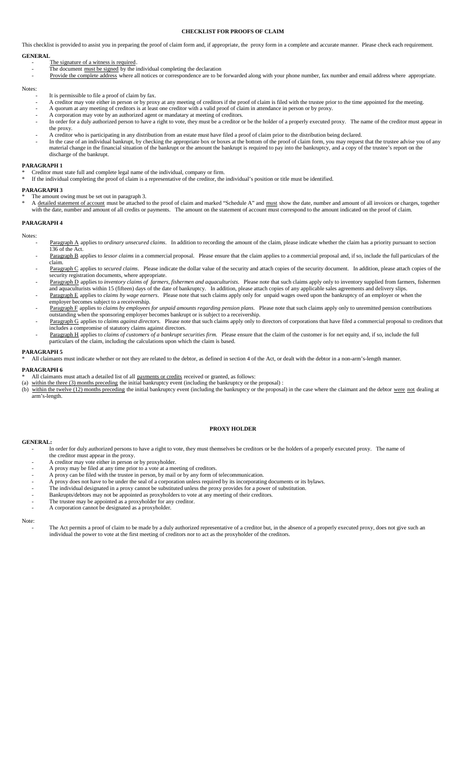# CHECKLIST FOR PROOFS OF CLAIM

This checklist is provided to assist you in preparing the proof of claim form and, if appropriate, the proxy form in a complete and accurate manner. Please check each requirement.

## GENERAL

- The signature of a witness is required.
- The document must be signed by the individual completing the declaration
- Provide the complete address where all notices or correspondence are to be forwarded along with your phone number, fax number and email address where appropriate.

Notes:

- It is permissible to file a proof of claim by fax.
- A creditor may vote either in person or by proxy at any meeting of creditors if the proof of claim is filed with the trustee prior to the time appointed for the meeting.
- A quorum at any meeting of creditors is at least one creditor with a valid proof of claim in attendance in person or by proxy.
- A corporation may vote by an authorized agent or mandatary at meeting of creditors.
- In order for a duly authorized person to have a right to vote, they must be a creditor or be the holder of a properly executed proxy. The name of the creditor must appear in the proxy.
- A creditor who is participating in any distribution from an estate must have filed a proof of claim prior to the distribution being declared.
- In the case of an individual bankrupt, by checking the appropriate box or boxes at the bottom of the proof of claim form, you may request that the trustee advise you of any material change in the financial situation of the bankrupt or the amount the bankrupt is required to pay into the bankruptcy, and a copy of the trustee's report on the discharge of the bankrupt.

## PARAGRAPH 1

* Creditor must state full and complete legal name of the individual, company or firm.
* If the individual completing the proof of claim is a representative of the creditor, the individual's position or title must be identified.

## PARAGRAPH 3

* The amount owing must be set out in paragraph 3.
* A detailed statement of account must be attached to the proof of claim and marked "Schedule A" and must show the date, number and amount of all invoices or charges, together with the date, number and amount of all credits or payments. The amount on the statement of account must correspond to the amount indicated on the proof of claim.

## PARAGRAPH 4

Notes:

- Paragraph A applies to *ordinary unsecured claims*. In addition to recording the amount of the claim, please indicate whether the claim has a priority pursuant to section 136 of the Act.
- Paragraph B applies to *lessor claims* in a commercial proposal. Please ensure that the claim applies to a commercial proposal and, if so, include the full particulars of the claim.
- Paragraph C applies to *secured claims*. Please indicate the dollar value of the security and attach copies of the security document. In addition, please attach copies of the security registration documents, where appropriate.
- Paragraph D applies to *inventory claims of farmers, fishermen and aquaculturists*. Please note that such claims apply only to inventory supplied from farmers, fishermen and aquaculturists within 15 (fifteen) days of the date of bankruptcy. In addition, please attach copies of any applicable sales agreements and delivery slips.
- Paragraph E applies to *claims by wage earners*. Please note that such claims apply only for unpaid wages owed upon the bankruptcy of an employer or when the employer becomes subject to a receivership.
- Paragraph F applies to *claims by employees for unpaid amounts regarding pension plans*. Please note that such claims apply only to unremitted pension contributions outstanding when the sponsoring employer becomes bankrupt or is subject to a receivership.
- Paragraph G applies to *claims against directors*. Please note that such claims apply only to directors of corporations that have filed a commercial proposal to creditors that includes a compromise of statutory claims against directors.
- Paragraph H applies to *claims of customers of a bankrupt securities firm*. Please ensure that the claim of the customer is for net equity and, if so, include the full particulars of the claim, including the calculations upon which the claim is based.

## PARAGRAPH 5

* All claimants must indicate whether or not they are related to the debtor, as defined in section 4 of the Act, or dealt with the debtor in a non-arm's-length manner.

## PARAGRAPH 6

* All claimants must attach a detailed list of all payments or credits received or granted, as follows:

(a) within the three (3) months preceding the initial bankruptcy event (including the bankruptcy or the proposal) :

(b) within the twelve (12) months preceding the initial bankruptcy event (including the bankruptcy or the proposal) in the case where the claimant and the debtor were not dealing at arm's-length.

# PROXY HOLDER

## GENERAL:

- In order for duly authorized persons to have a right to vote, they must themselves be creditors or be the holders of a properly executed proxy. The name of the creditor must appear in the proxy.
- A creditor may vote either in person or by proxyholder.
- A proxy may be filed at any time prior to a vote at a meeting of creditors.
- A proxy can be filed with the trustee in person, by mail or by any form of telecommunication.
- A proxy does not have to be under the seal of a corporation unless required by its incorporating documents or its bylaws.
- The individual designated in a proxy cannot be substituted unless the proxy provides for a power of substitution.
- Bankrupts/debtors may not be appointed as proxyholders to vote at any meeting of their creditors.
- The trustee may be appointed as a proxyholder for any creditor.
- A corporation cannot be designated as a proxyholder.

Note:

- The Act permits a proof of claim to be made by a duly authorized representative of a creditor but, in the absence of a properly executed proxy, does not give such an individual the power to vote at the first meeting of creditors nor to act as the proxyholder of the creditors.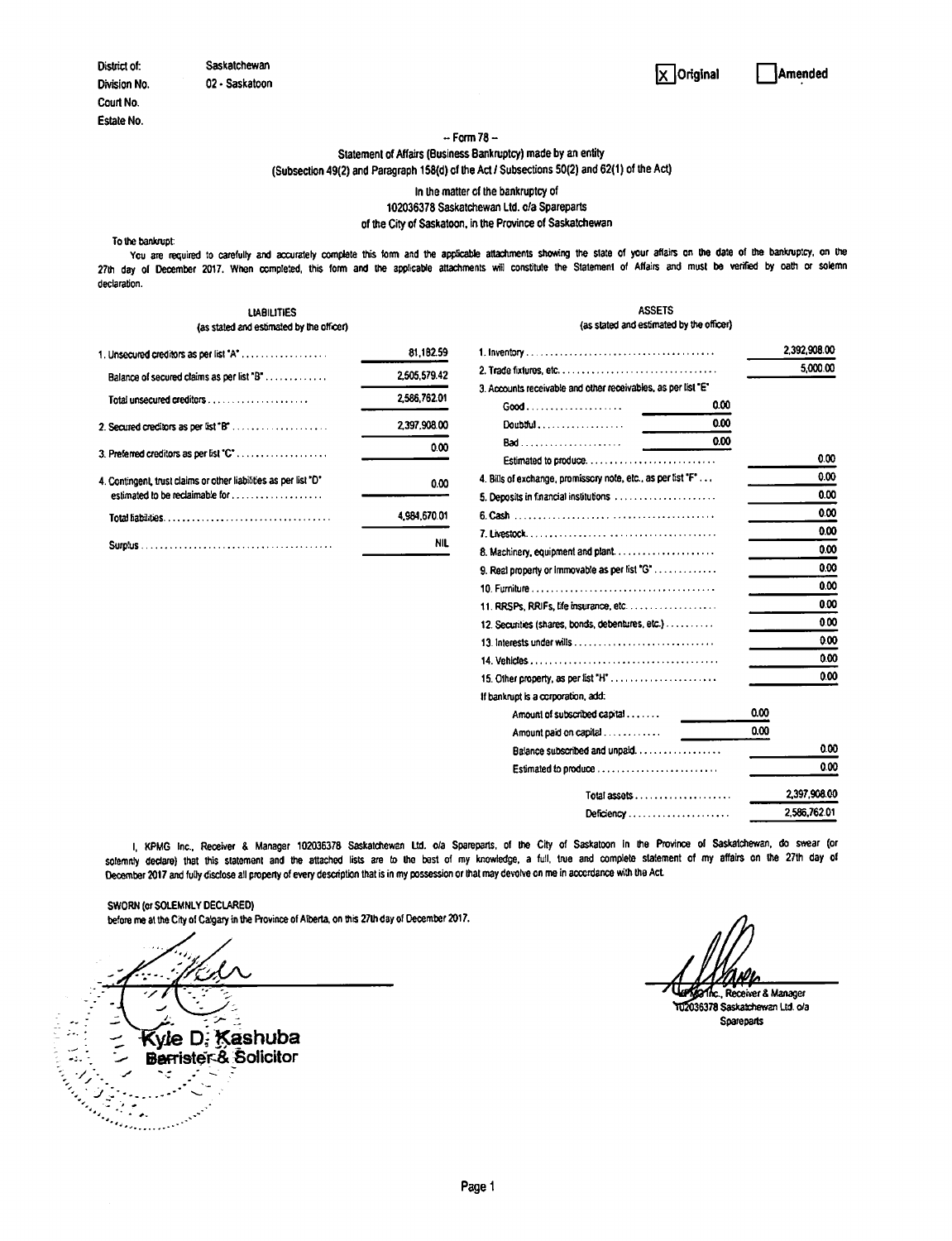District of: Saskatchewan
Division No. 02 - Saskatoon
Court No.
Estate No.

[X] Original [ ] Amended

-- Form 78 --

Statement of Affairs (Business Bankruptcy) made by an entity
(Subsection 49(2) and Paragraph 158(d) of the Act / Subsections 50(2) and 62(1) of the Act)

In the matter of the bankruptcy of
102036378 Saskatchewan Ltd. o/a Spareparts
of the City of Saskatoon, in the Province of Saskatchewan

To the bankrupt:

You are required to carefully and accurately complete this form and the applicable attachments showing the state of your affairs on the date of the bankruptcy, on the 27th day of December 2017. When completed, this form and the applicable attachments will constitute the Statement of Affairs and must be verified by oath or solemn declaration.

**LIABILITIES**
(as stated and estimated by the officer)

| | |
|---|---|
| 1. Unsecured creditors as per list "A" | 81,182.59 |
| Balance of secured claims as per list "B" | 2,505,579.42 |
| Total unsecured creditors | 2,586,762.01 |
| 2. Secured creditors as per list "B" | 2,397,908.00 |
| 3. Preferred creditors as per list "C" | 0.00 |
| 4. Contingent, trust claims or other liabilities as per list "D" estimated to be reclaimable for | 0.00 |
| Total liabilities | 4,984,670.01 |
| Surplus | NIL |

**ASSETS**
(as stated and estimated by the officer)

| | | |
|---|---|---|
| 1. Inventory | | 2,392,908.00 |
| 2. Trade fixtures, etc. | | 5,000.00 |
| 3. Accounts receivable and other receivables, as per list "E" | | |
| Good | 0.00 | |
| Doubtful | 0.00 | |
| Bad | 0.00 | |
| Estimated to produce | | 0.00 |
| 4. Bills of exchange, promissory note, etc., as per list "F" | | 0.00 |
| 5. Deposits in financial institutions | | 0.00 |
| 6. Cash | | 0.00 |
| 7. Livestock | | 0.00 |
| 8. Machinery, equipment and plant | | 0.00 |
| 9. Real property or immovable as per list "G" | | 0.00 |
| 10. Furniture | | 0.00 |
| 11. RRSPs, RRIFs, life insurance, etc. | | 0.00 |
| 12. Securities (shares, bonds, debentures, etc.) | | 0.00 |
| 13. Interests under wills | | 0.00 |
| 14. Vehicles | | 0.00 |
| 15. Other property, as per list "H" | | 0.00 |
| If bankrupt is a corporation, add: | | |
| Amount of subscribed capital | 0.00 | |
| Amount paid on capital | 0.00 | |
| Balance subscribed and unpaid | | 0.00 |
| Estimated to produce | | 0.00 |
| Total assets | | 2,397,908.00 |
| Deficiency | | 2,586,762.01 |

I, KPMG Inc., Receiver & Manager 102036378 Saskatchewan Ltd. o/a Spareparts, of the City of Saskatoon in the Province of Saskatchewan, do swear (or solemnly declare) that this statement and the attached lists are to the best of my knowledge, a full, true and complete statement of my affairs on the 27th day of December 2017 and fully disclose all property of every description that is in my possession or that may devolve on me in accordance with the Act.

SWORN (or SOLEMNLY DECLARED)
before me at the City of Calgary in the Province of Alberta, on this 27th day of December 2017.

Kyle D. Kashuba
Barrister & Solicitor

KPMG Inc., Receiver & Manager
102036378 Saskatchewan Ltd. o/a
Spareparts